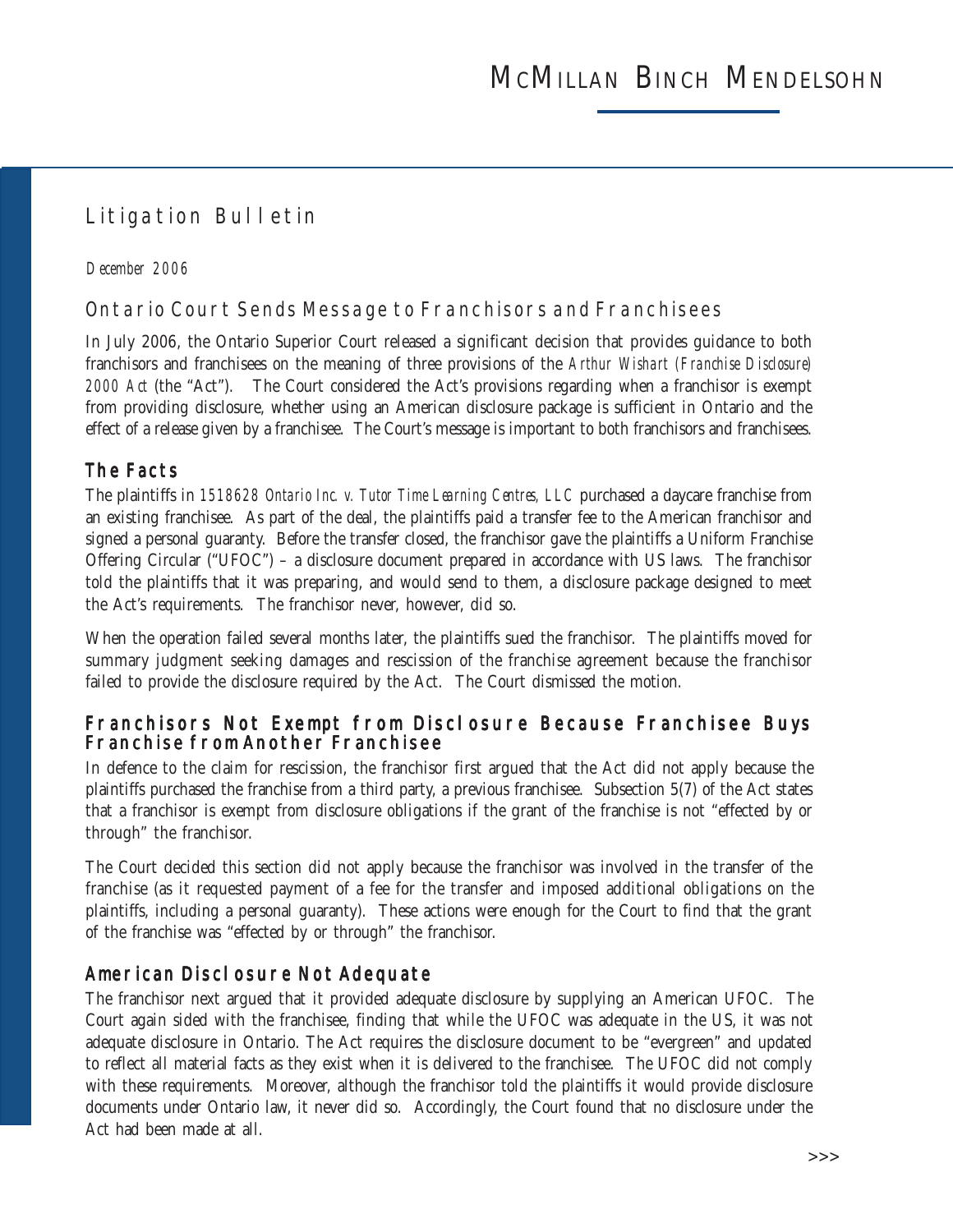# McMillan Binch Mendelsohn

## Litigation Bulletin

*December 2006*

## Ontario Court Sends Message to Franchisors and Franchisees

In July 2006, the Ontario Superior Court released a significant decision that provides guidance to both franchisors and franchisees on the meaning of three provisions of the *Arthur Wishart (Franchise Disclosure) 2000 Act* (the "Act"). The Court considered the Act's provisions regarding when a franchisor is exempt from providing disclosure, whether using an American disclosure package is sufficient in Ontario and the effect of a release given by a franchisee. The Court's message is important to both franchisors and franchisees.

### The Facts

The plaintiffs in *1518628 Ontario Inc. v. Tutor Time Learning Centres, LLC* purchased a daycare franchise from an existing franchisee. As part of the deal, the plaintiffs paid a transfer fee to the American franchisor and signed a personal guaranty. Before the transfer closed, the franchisor gave the plaintiffs a Uniform Franchise Offering Circular ("UFOC") – a disclosure document prepared in accordance with US laws. The franchisor told the plaintiffs that it was preparing, and would send to them, a disclosure package designed to meet the Act's requirements. The franchisor never, however, did so.

When the operation failed several months later, the plaintiffs sued the franchisor. The plaintiffs moved for summary judgment seeking damages and rescission of the franchise agreement because the franchisor failed to provide the disclosure required by the Act. The Court dismissed the motion.

### Franchisors Not Exempt from Disclosure Because Franchisee Buys Franchise from Another Franchisee

In defence to the claim for rescission, the franchisor first argued that the Act did not apply because the plaintiffs purchased the franchise from a third party, a previous franchisee. Subsection 5(7) of the Act states that a franchisor is exempt from disclosure obligations if the grant of the franchise is not "effected by or through" the franchisor.

The Court decided this section did not apply because the franchisor was involved in the transfer of the franchise (as it requested payment of a fee for the transfer and imposed additional obligations on the plaintiffs, including a personal guaranty). These actions were enough for the Court to find that the grant of the franchise was "effected by or through" the franchisor.

### American Disclosure Not Adequate

The franchisor next argued that it provided adequate disclosure by supplying an American UFOC. The Court again sided with the franchisee, finding that while the UFOC was adequate in the US, it was not adequate disclosure in Ontario. The Act requires the disclosure document to be "evergreen" and updated to reflect all material facts as they exist when it is delivered to the franchisee. The UFOC did not comply with these requirements. Moreover, although the franchisor told the plaintiffs it would provide disclosure documents under Ontario law, it never did so. Accordingly, the Court found that no disclosure under the Act had been made at all.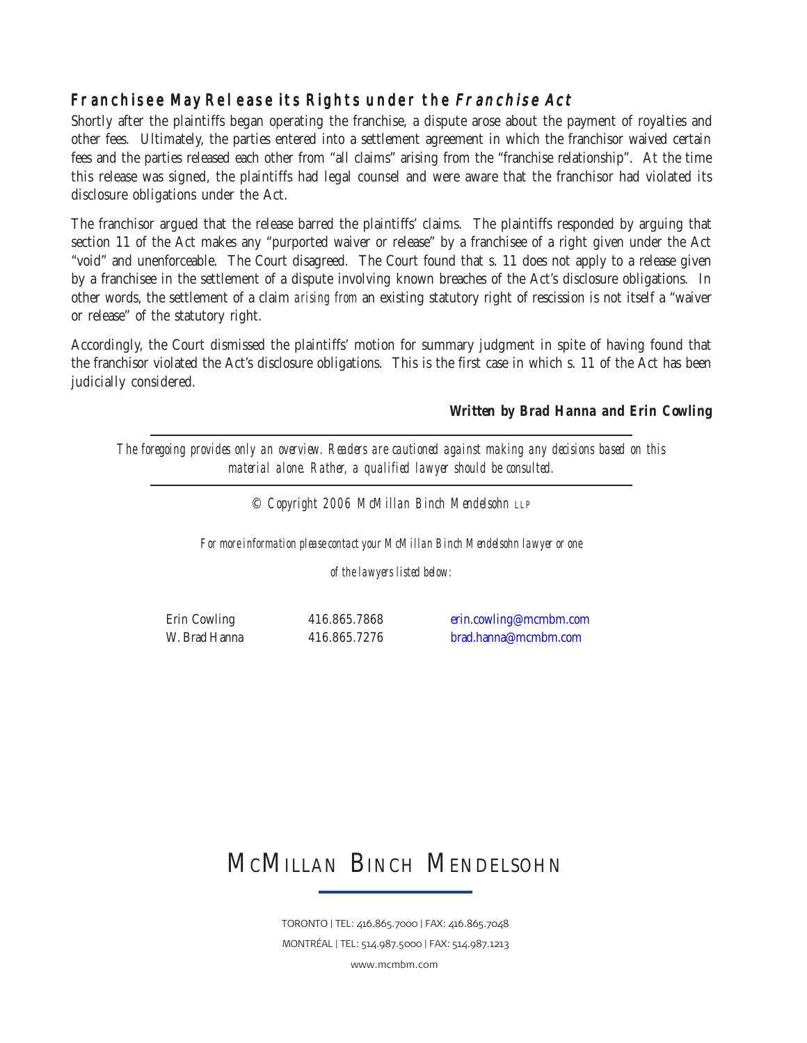## Franchisee May Release its Rights under the *Franchise Act*

Shortly after the plaintiffs began operating the franchise, a dispute arose about the payment of royalties and other fees. Ultimately, the parties entered into a settlement agreement in which the franchisor waived certain fees and the parties released each other from "all claims" arising from the "franchise relationship". At the time this release was signed, the plaintiffs had legal counsel and were aware that the franchisor had violated its disclosure obligations under the Act.

The franchisor argued that the release barred the plaintiffs' claims. The plaintiffs responded by arguing that section 11 of the Act makes any "purported waiver or release" by a franchisee of a right given under the Act "void" and unenforceable. The Court disagreed. The Court found that s. 11 does not apply to a release given by a franchisee in the settlement of a dispute involving known breaches of the Act's disclosure obligations. In other words, the settlement of a claim *arising from* an existing statutory right of rescission is not itself a "waiver or release" of the statutory right.

Accordingly, the Court dismissed the plaintiffs' motion for summary judgment in spite of having found that the franchisor violated the Act's disclosure obligations. This is the first case in which s. 11 of the Act has been judicially considered.

**Written by Brad Hanna and Erin Cowling**

---

*The foregoing provides only an overview. Readers are cautioned against making any decisions based on this material alone. Rather, a qualified lawyer should be consulted.*

---

*© Copyright 2006 McMillan Binch Mendelsohn LLP*

*For more information please contact your McMillan Binch Mendelsohn lawyer or one of the lawyers listed below:*

| | | |
|---|---|---|
| Erin Cowling | 416.865.7868 | erin.cowling@mcmbm.com |
| W. Brad Hanna | 416.865.7276 | brad.hanna@mcmbm.com |

MCMILLAN BINCH MENDELSOHN

TORONTO | TEL: 416.865.7000 | FAX: 416.865.7048
MONTRÉAL | TEL: 514.987.5000 | FAX: 514.987.1213
www.mcmbm.com